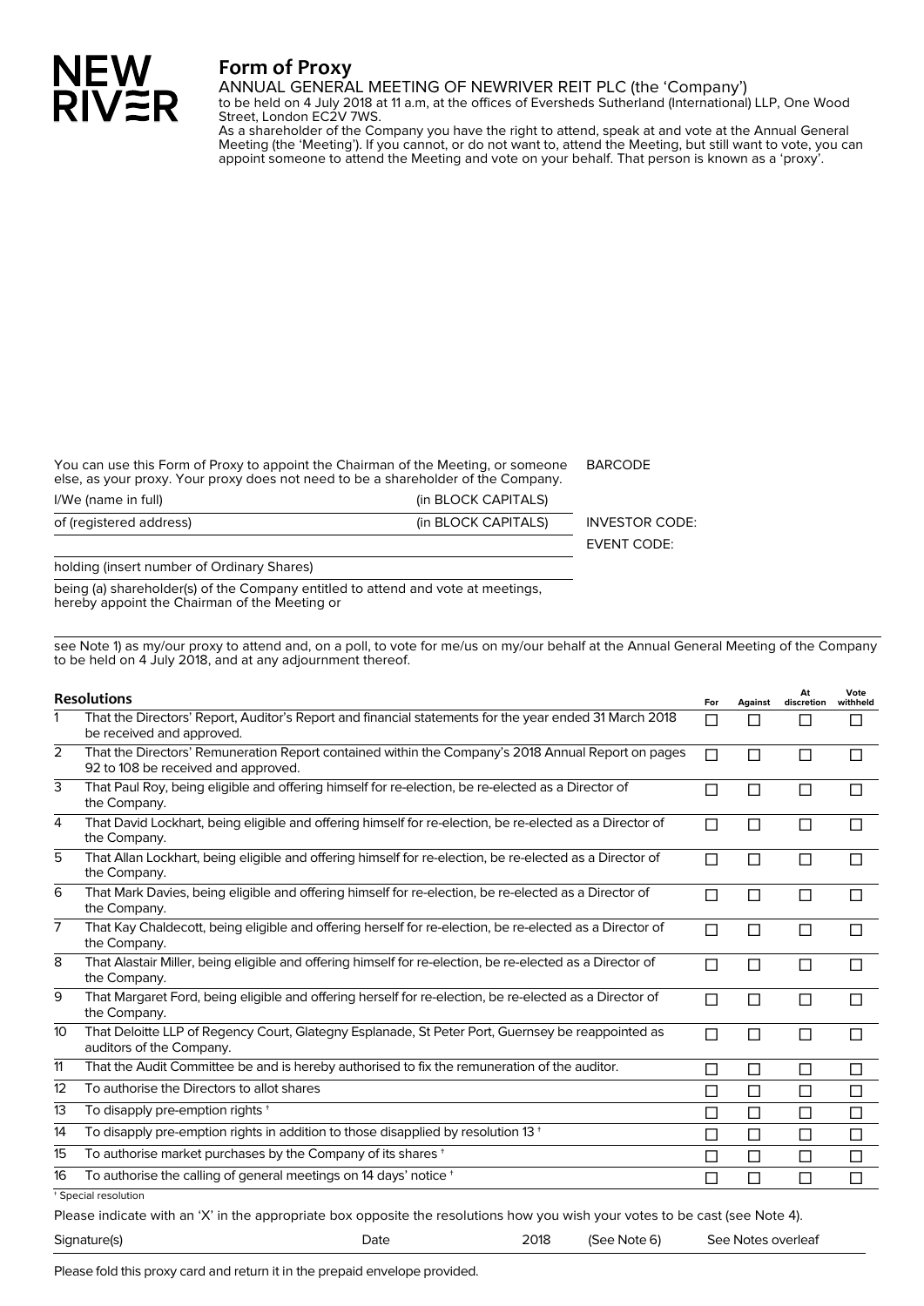NEW RIVER

# Form of Proxy

ANNUAL GENERAL MEETING OF NEWRIVER REIT PLC (the 'Company')

to be held on 4 July 2018 at 11 a.m, at the offices of Eversheds Sutherland (International) LLP, One Wood Street, London EC2V 7WS.

As a shareholder of the Company you have the right to attend, speak at and vote at the Annual General Meeting (the 'Meeting'). If you cannot, or do not want to, attend the Meeting, but still want to vote, you can appoint someone to attend the Meeting and vote on your behalf. That person is known as a 'proxy'.

You can use this Form of Proxy to appoint the Chairman of the Meeting, or someone else, as your proxy. Your proxy does not need to be a shareholder of the Company.

BARCODE

I/We (name in full) (in BLOCK CAPITALS)

of (registered address) (in BLOCK CAPITALS)

INVESTOR CODE:

EVENT CODE:

holding (insert number of Ordinary Shares)

being (a) shareholder(s) of the Company entitled to attend and vote at meetings, hereby appoint the Chairman of the Meeting or

see Note 1) as my/our proxy to attend and, on a poll, to vote for me/us on my/our behalf at the Annual General Meeting of the Company to be held on 4 July 2018, and at any adjournment thereof.

| | Resolutions | For | Against | At discretion | Vote withheld |
|---|---|---|---|---|---|
| 1 | That the Directors' Report, Auditor's Report and financial statements for the year ended 31 March 2018 be received and approved. | ☐ | ☐ | ☐ | ☐ |
| 2 | That the Directors' Remuneration Report contained within the Company's 2018 Annual Report on pages 92 to 108 be received and approved. | ☐ | ☐ | ☐ | ☐ |
| 3 | That Paul Roy, being eligible and offering himself for re-election, be re-elected as a Director of the Company. | ☐ | ☐ | ☐ | ☐ |
| 4 | That David Lockhart, being eligible and offering himself for re-election, be re-elected as a Director of the Company. | ☐ | ☐ | ☐ | ☐ |
| 5 | That Allan Lockhart, being eligible and offering himself for re-election, be re-elected as a Director of the Company. | ☐ | ☐ | ☐ | ☐ |
| 6 | That Mark Davies, being eligible and offering himself for re-election, be re-elected as a Director of the Company. | ☐ | ☐ | ☐ | ☐ |
| 7 | That Kay Chaldecott, being eligible and offering herself for re-election, be re-elected as a Director of the Company. | ☐ | ☐ | ☐ | ☐ |
| 8 | That Alastair Miller, being eligible and offering himself for re-election, be re-elected as a Director of the Company. | ☐ | ☐ | ☐ | ☐ |
| 9 | That Margaret Ford, being eligible and offering herself for re-election, be re-elected as a Director of the Company. | ☐ | ☐ | ☐ | ☐ |
| 10 | That Deloitte LLP of Regency Court, Glategny Esplanade, St Peter Port, Guernsey be reappointed as auditors of the Company. | ☐ | ☐ | ☐ | ☐ |
| 11 | That the Audit Committee be and is hereby authorised to fix the remuneration of the auditor. | ☐ | ☐ | ☐ | ☐ |
| 12 | To authorise the Directors to allot shares | ☐ | ☐ | ☐ | ☐ |
| 13 | To disapply pre-emption rights † | ☐ | ☐ | ☐ | ☐ |
| 14 | To disapply pre-emption rights in addition to those disapplied by resolution 13 † | ☐ | ☐ | ☐ | ☐ |
| 15 | To authorise market purchases by the Company of its shares † | ☐ | ☐ | ☐ | ☐ |
| 16 | To authorise the calling of general meetings on 14 days' notice † | ☐ | ☐ | ☐ | ☐ |

† Special resolution

Please indicate with an 'X' in the appropriate box opposite the resolutions how you wish your votes to be cast (see Note 4).

Signature(s) Date 2018 (See Note 6) See Notes overleaf

Please fold this proxy card and return it in the prepaid envelope provided.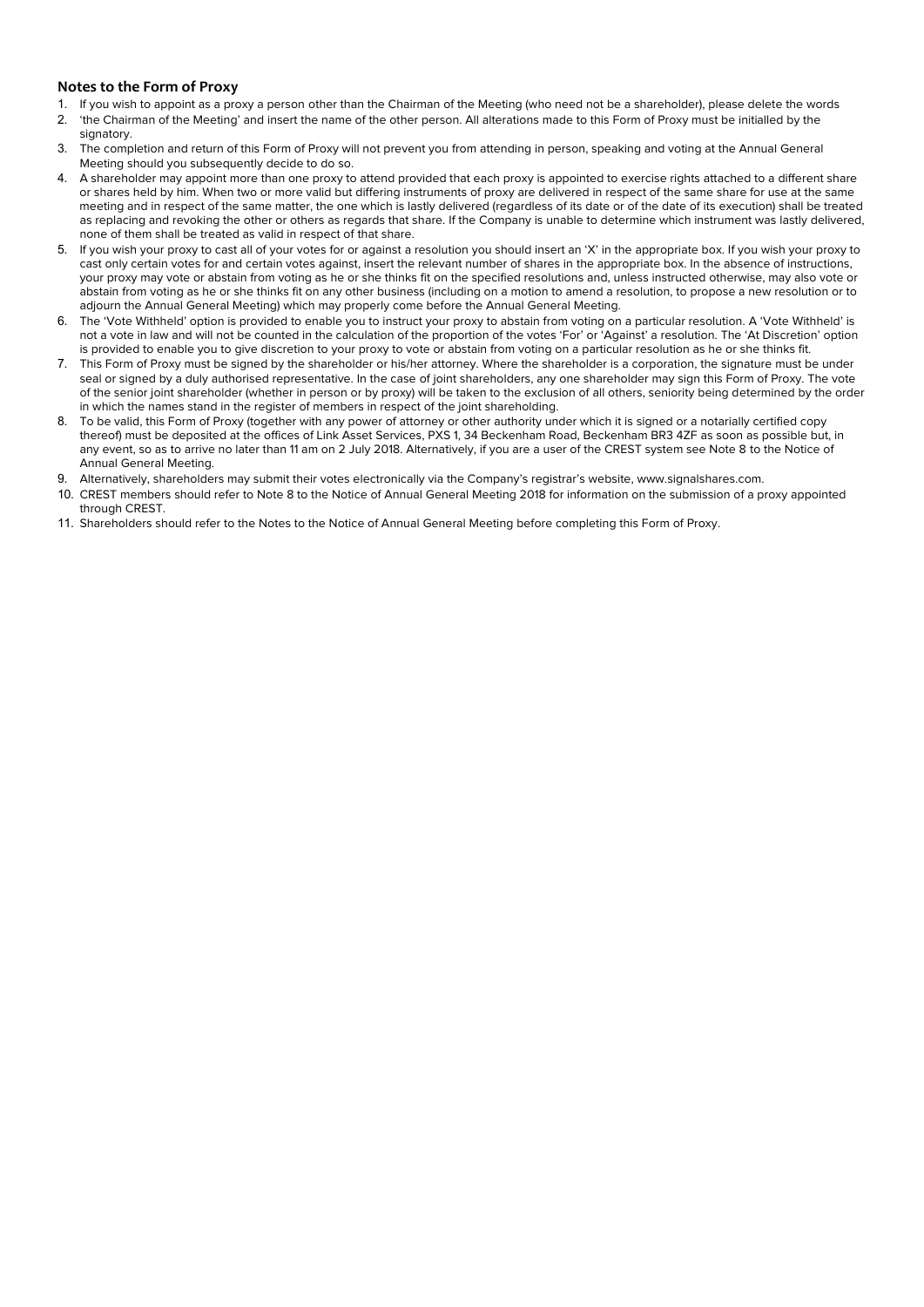### Notes to the Form of Proxy

1. If you wish to appoint as a proxy a person other than the Chairman of the Meeting (who need not be a shareholder), please delete the words
2. 'the Chairman of the Meeting' and insert the name of the other person. All alterations made to this Form of Proxy must be initialled by the signatory.
3. The completion and return of this Form of Proxy will not prevent you from attending in person, speaking and voting at the Annual General Meeting should you subsequently decide to do so.
4. A shareholder may appoint more than one proxy to attend provided that each proxy is appointed to exercise rights attached to a different share or shares held by him. When two or more valid but differing instruments of proxy are delivered in respect of the same share for use at the same meeting and in respect of the same matter, the one which is lastly delivered (regardless of its date or of the date of its execution) shall be treated as replacing and revoking the other or others as regards that share. If the Company is unable to determine which instrument was lastly delivered, none of them shall be treated as valid in respect of that share.
5. If you wish your proxy to cast all of your votes for or against a resolution you should insert an 'X' in the appropriate box. If you wish your proxy to cast only certain votes for and certain votes against, insert the relevant number of shares in the appropriate box. In the absence of instructions, your proxy may vote or abstain from voting as he or she thinks fit on the specified resolutions and, unless instructed otherwise, may also vote or abstain from voting as he or she thinks fit on any other business (including on a motion to amend a resolution, to propose a new resolution or to adjourn the Annual General Meeting) which may properly come before the Annual General Meeting.
6. The 'Vote Withheld' option is provided to enable you to instruct your proxy to abstain from voting on a particular resolution. A 'Vote Withheld' is not a vote in law and will not be counted in the calculation of the proportion of the votes 'For' or 'Against' a resolution. The 'At Discretion' option is provided to enable you to give discretion to your proxy to vote or abstain from voting on a particular resolution as he or she thinks fit.
7. This Form of Proxy must be signed by the shareholder or his/her attorney. Where the shareholder is a corporation, the signature must be under seal or signed by a duly authorised representative. In the case of joint shareholders, any one shareholder may sign this Form of Proxy. The vote of the senior joint shareholder (whether in person or by proxy) will be taken to the exclusion of all others, seniority being determined by the order in which the names stand in the register of members in respect of the joint shareholding.
8. To be valid, this Form of Proxy (together with any power of attorney or other authority under which it is signed or a notarially certified copy thereof) must be deposited at the offices of Link Asset Services, PXS 1, 34 Beckenham Road, Beckenham BR3 4ZF as soon as possible but, in any event, so as to arrive no later than 11 am on 2 July 2018. Alternatively, if you are a user of the CREST system see Note 8 to the Notice of Annual General Meeting.
9. Alternatively, shareholders may submit their votes electronically via the Company's registrar's website, www.signalshares.com.
10. CREST members should refer to Note 8 to the Notice of Annual General Meeting 2018 for information on the submission of a proxy appointed through CREST.
11. Shareholders should refer to the Notes to the Notice of Annual General Meeting before completing this Form of Proxy.